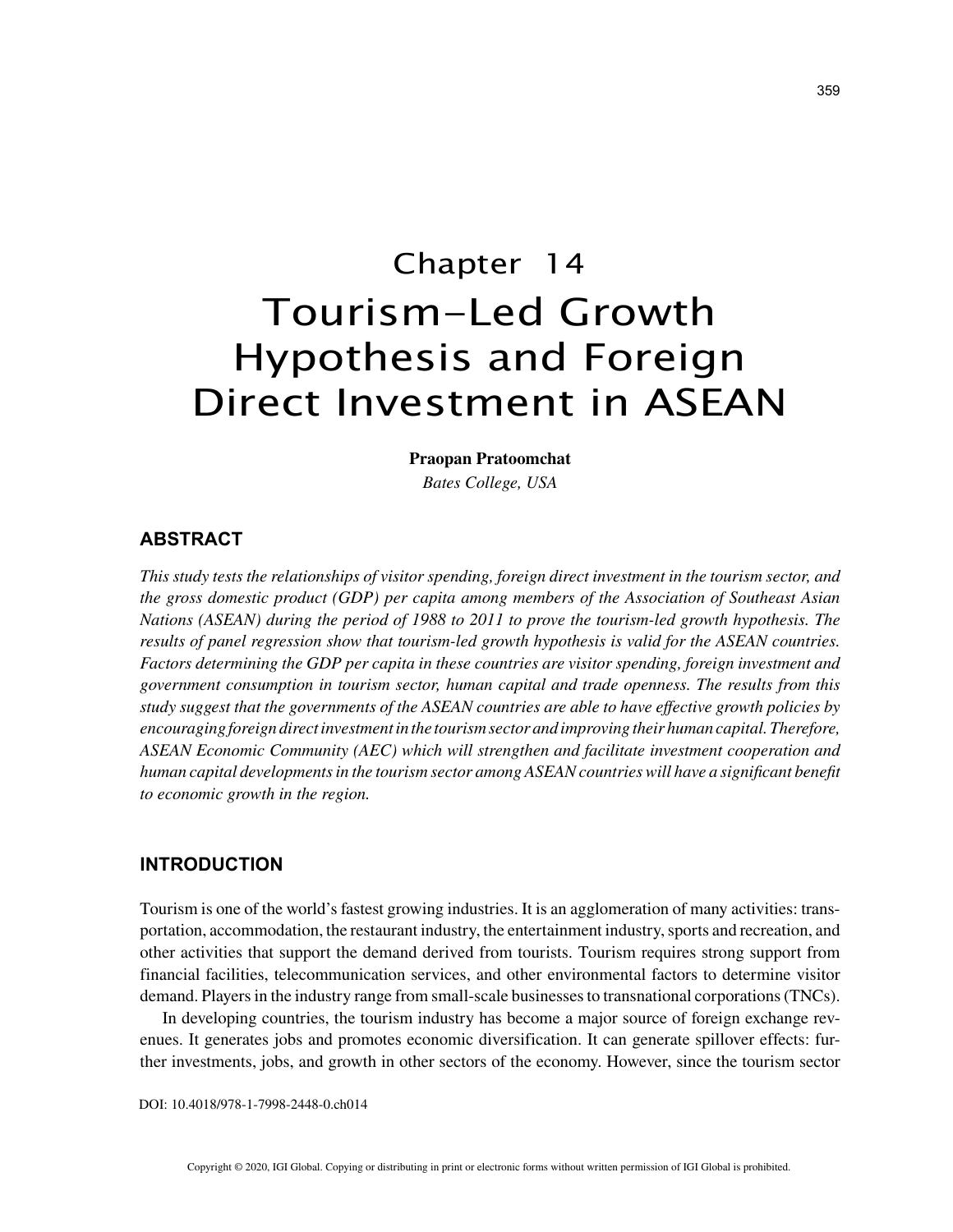# Chapter 14
# Tourism-Led Growth Hypothesis and Foreign Direct Investment in ASEAN

**Praopan Pratoomchat**
*Bates College, USA*

## ABSTRACT

*This study tests the relationships of visitor spending, foreign direct investment in the tourism sector, and the gross domestic product (GDP) per capita among members of the Association of Southeast Asian Nations (ASEAN) during the period of 1988 to 2011 to prove the tourism-led growth hypothesis. The results of panel regression show that tourism-led growth hypothesis is valid for the ASEAN countries. Factors determining the GDP per capita in these countries are visitor spending, foreign investment and government consumption in tourism sector, human capital and trade openness. The results from this study suggest that the governments of the ASEAN countries are able to have effective growth policies by encouraging foreign direct investment in the tourism sector and improving their human capital. Therefore, ASEAN Economic Community (AEC) which will strengthen and facilitate investment cooperation and human capital developments in the tourism sector among ASEAN countries will have a significant benefit to economic growth in the region.*

## INTRODUCTION

Tourism is one of the world's fastest growing industries. It is an agglomeration of many activities: transportation, accommodation, the restaurant industry, the entertainment industry, sports and recreation, and other activities that support the demand derived from tourists. Tourism requires strong support from financial facilities, telecommunication services, and other environmental factors to determine visitor demand. Players in the industry range from small-scale businesses to transnational corporations (TNCs).

In developing countries, the tourism industry has become a major source of foreign exchange revenues. It generates jobs and promotes economic diversification. It can generate spillover effects: further investments, jobs, and growth in other sectors of the economy. However, since the tourism sector

DOI: 10.4018/978-1-7998-2448-0.ch014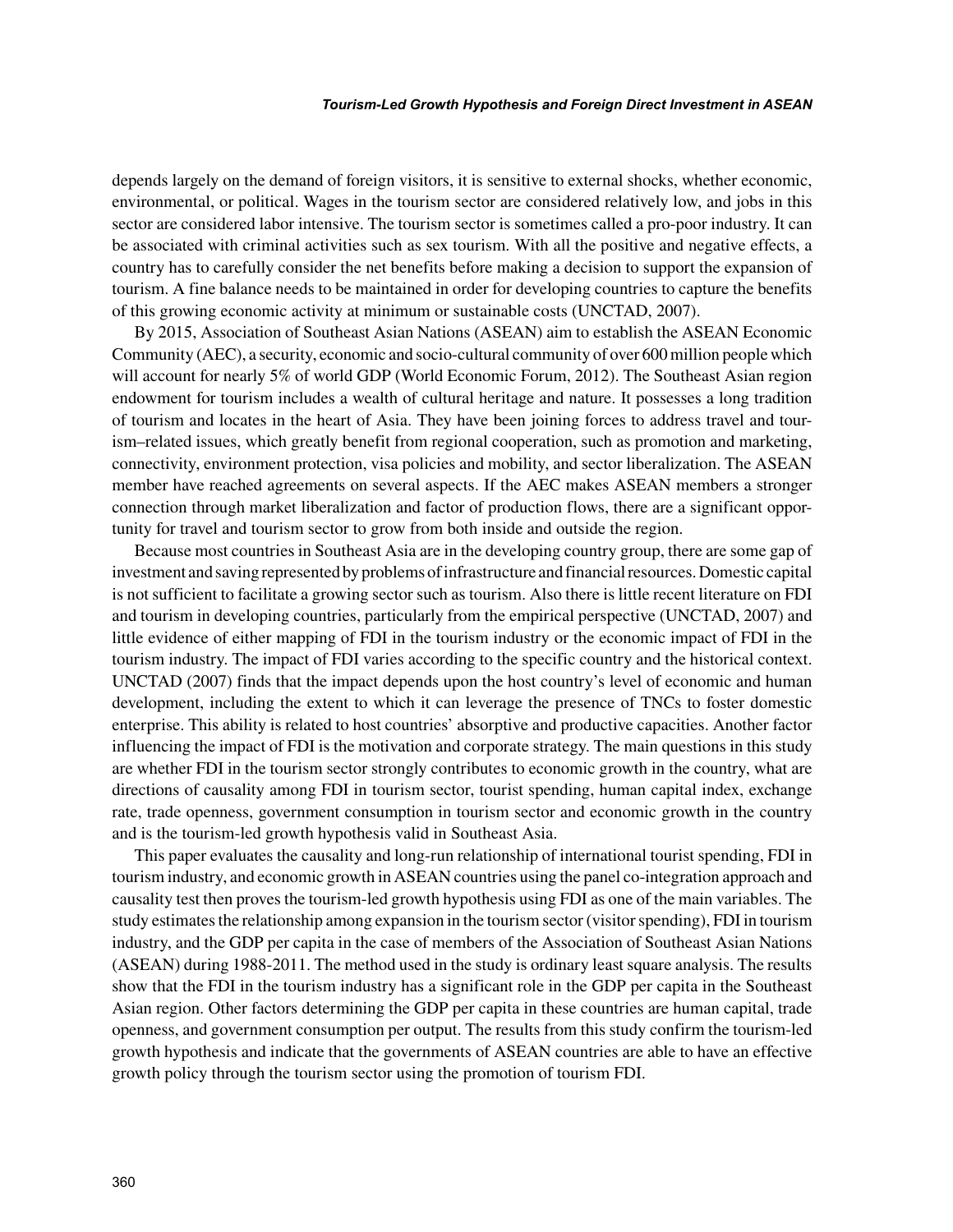depends largely on the demand of foreign visitors, it is sensitive to external shocks, whether economic, environmental, or political. Wages in the tourism sector are considered relatively low, and jobs in this sector are considered labor intensive. The tourism sector is sometimes called a pro-poor industry. It can be associated with criminal activities such as sex tourism. With all the positive and negative effects, a country has to carefully consider the net benefits before making a decision to support the expansion of tourism. A fine balance needs to be maintained in order for developing countries to capture the benefits of this growing economic activity at minimum or sustainable costs (UNCTAD, 2007).

By 2015, Association of Southeast Asian Nations (ASEAN) aim to establish the ASEAN Economic Community (AEC), a security, economic and socio-cultural community of over 600 million people which will account for nearly 5% of world GDP (World Economic Forum, 2012). The Southeast Asian region endowment for tourism includes a wealth of cultural heritage and nature. It possesses a long tradition of tourism and locates in the heart of Asia. They have been joining forces to address travel and tourism–related issues, which greatly benefit from regional cooperation, such as promotion and marketing, connectivity, environment protection, visa policies and mobility, and sector liberalization. The ASEAN member have reached agreements on several aspects. If the AEC makes ASEAN members a stronger connection through market liberalization and factor of production flows, there are a significant opportunity for travel and tourism sector to grow from both inside and outside the region.

Because most countries in Southeast Asia are in the developing country group, there are some gap of investment and saving represented by problems of infrastructure and financial resources. Domestic capital is not sufficient to facilitate a growing sector such as tourism. Also there is little recent literature on FDI and tourism in developing countries, particularly from the empirical perspective (UNCTAD, 2007) and little evidence of either mapping of FDI in the tourism industry or the economic impact of FDI in the tourism industry. The impact of FDI varies according to the specific country and the historical context. UNCTAD (2007) finds that the impact depends upon the host country's level of economic and human development, including the extent to which it can leverage the presence of TNCs to foster domestic enterprise. This ability is related to host countries' absorptive and productive capacities. Another factor influencing the impact of FDI is the motivation and corporate strategy. The main questions in this study are whether FDI in the tourism sector strongly contributes to economic growth in the country, what are directions of causality among FDI in tourism sector, tourist spending, human capital index, exchange rate, trade openness, government consumption in tourism sector and economic growth in the country and is the tourism-led growth hypothesis valid in Southeast Asia.

This paper evaluates the causality and long-run relationship of international tourist spending, FDI in tourism industry, and economic growth in ASEAN countries using the panel co-integration approach and causality test then proves the tourism-led growth hypothesis using FDI as one of the main variables. The study estimates the relationship among expansion in the tourism sector (visitor spending), FDI in tourism industry, and the GDP per capita in the case of members of the Association of Southeast Asian Nations (ASEAN) during 1988-2011. The method used in the study is ordinary least square analysis. The results show that the FDI in the tourism industry has a significant role in the GDP per capita in the Southeast Asian region. Other factors determining the GDP per capita in these countries are human capital, trade openness, and government consumption per output. The results from this study confirm the tourism-led growth hypothesis and indicate that the governments of ASEAN countries are able to have an effective growth policy through the tourism sector using the promotion of tourism FDI.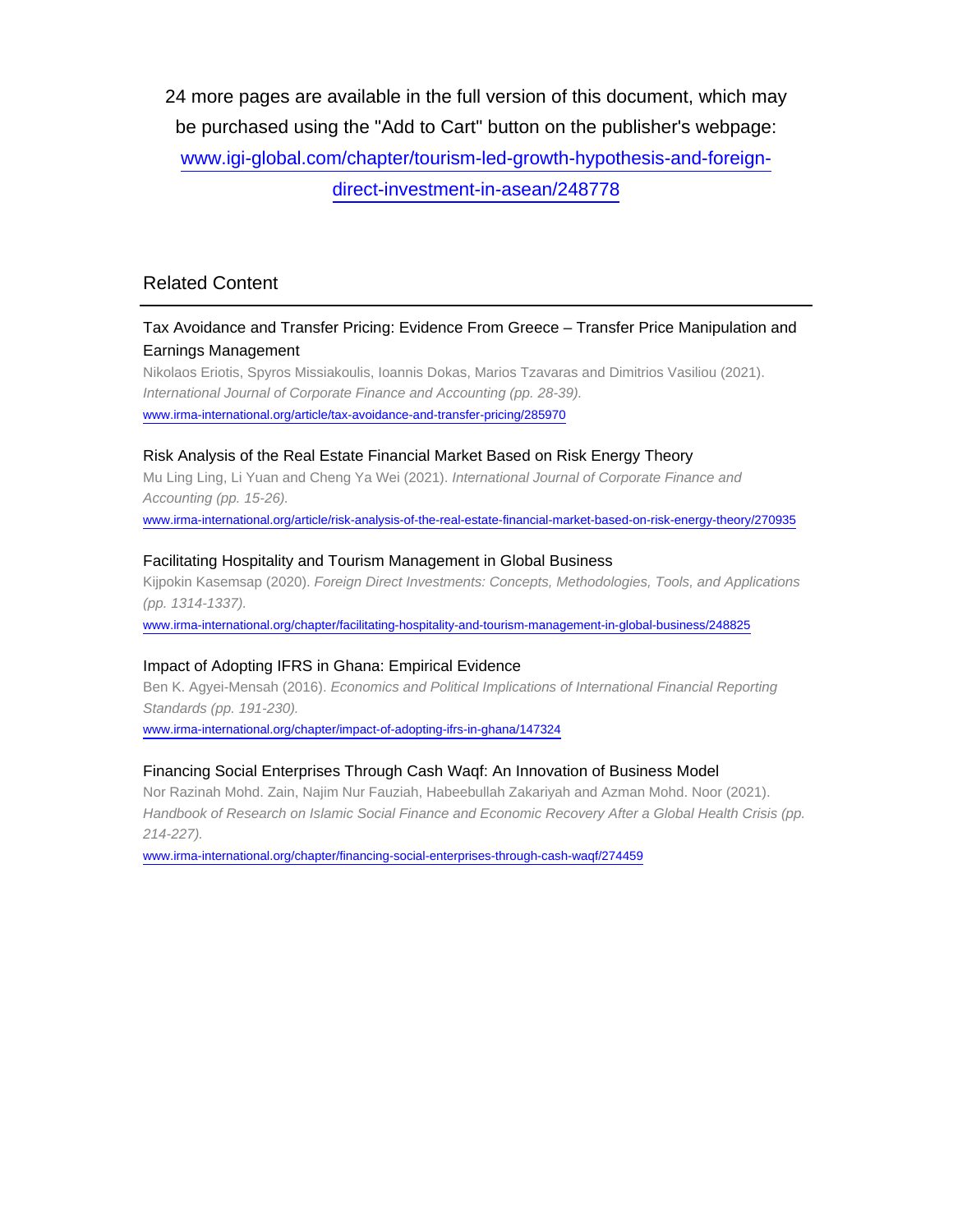24 more pages are available in the full version of this document, which may be purchased using the "Add to Cart" button on the publisher's webpage: [www.igi-global.com/chapter/tourism-led-growth-hypothesis-and-foreign-direct-investment-in-asean/248778](www.igi-global.com/chapter/tourism-led-growth-hypothesis-and-foreign-direct-investment-in-asean/248778)

## Related Content

Tax Avoidance and Transfer Pricing: Evidence From Greece – Transfer Price Manipulation and Earnings Management

Nikolaos Eriotis, Spyros Missiakoulis, Ioannis Dokas, Marios Tzavaras and Dimitrios Vasiliou (2021). *International Journal of Corporate Finance and Accounting (pp. 28-39).*

[www.irma-international.org/article/tax-avoidance-and-transfer-pricing/285970](www.irma-international.org/article/tax-avoidance-and-transfer-pricing/285970)

Risk Analysis of the Real Estate Financial Market Based on Risk Energy Theory

Mu Ling Ling, Li Yuan and Cheng Ya Wei (2021). *International Journal of Corporate Finance and Accounting (pp. 15-26).*

[www.irma-international.org/article/risk-analysis-of-the-real-estate-financial-market-based-on-risk-energy-theory/270935](www.irma-international.org/article/risk-analysis-of-the-real-estate-financial-market-based-on-risk-energy-theory/270935)

Facilitating Hospitality and Tourism Management in Global Business

Kijpokin Kasemsap (2020). *Foreign Direct Investments: Concepts, Methodologies, Tools, and Applications (pp. 1314-1337).*

[www.irma-international.org/chapter/facilitating-hospitality-and-tourism-management-in-global-business/248825](www.irma-international.org/chapter/facilitating-hospitality-and-tourism-management-in-global-business/248825)

Impact of Adopting IFRS in Ghana: Empirical Evidence

Ben K. Agyei-Mensah (2016). *Economics and Political Implications of International Financial Reporting Standards (pp. 191-230).*

[www.irma-international.org/chapter/impact-of-adopting-ifrs-in-ghana/147324](www.irma-international.org/chapter/impact-of-adopting-ifrs-in-ghana/147324)

Financing Social Enterprises Through Cash Waqf: An Innovation of Business Model

Nor Razinah Mohd. Zain, Najim Nur Fauziah, Habeebullah Zakariyah and Azman Mohd. Noor (2021). *Handbook of Research on Islamic Social Finance and Economic Recovery After a Global Health Crisis (pp. 214-227).*

[www.irma-international.org/chapter/financing-social-enterprises-through-cash-waqf/274459](www.irma-international.org/chapter/financing-social-enterprises-through-cash-waqf/274459)